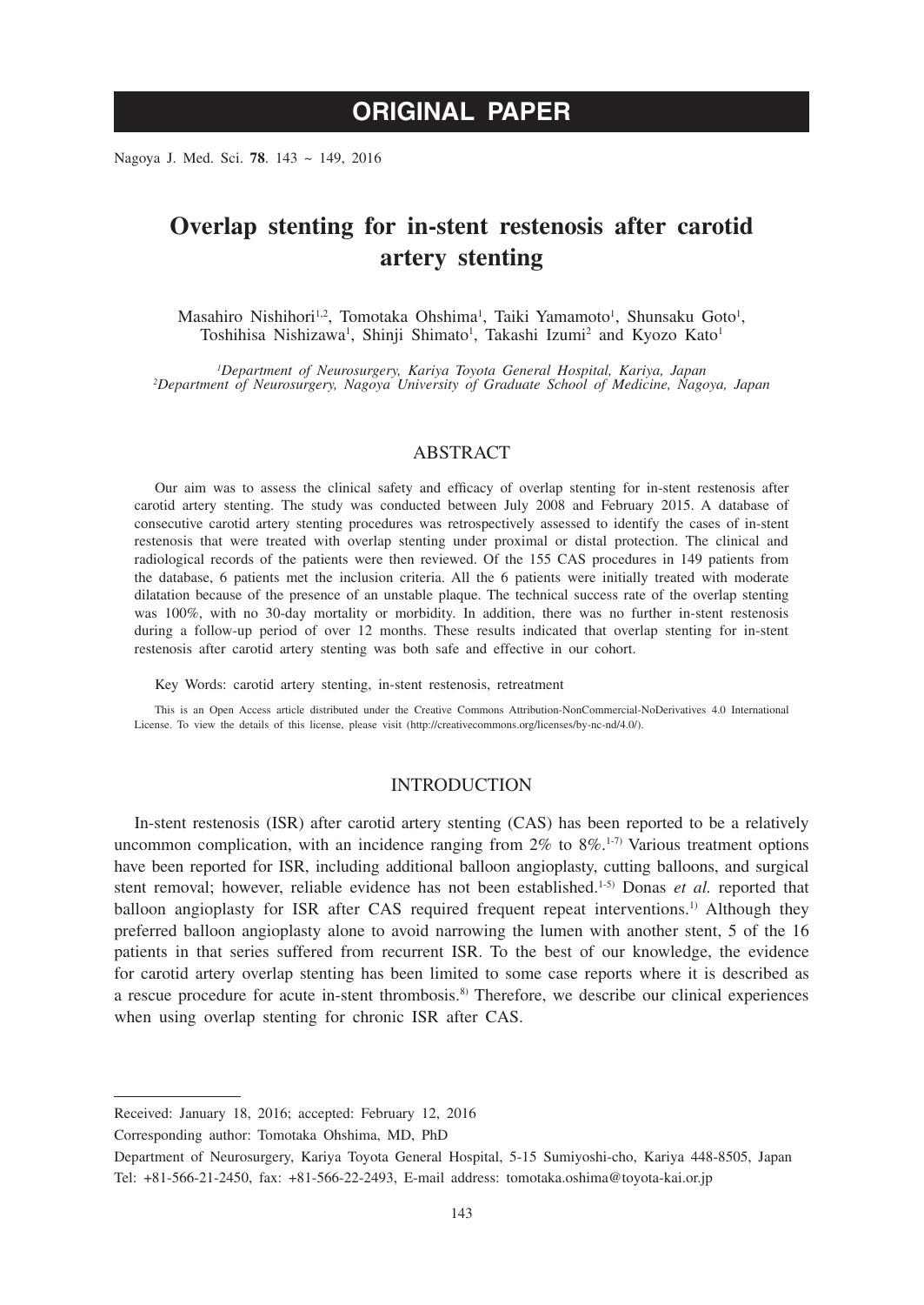**ORIGINAL PAPER**

# Overlap stenting for in-stent restenosis after carotid artery stenting

Masahiro Nishihori[1,2], Tomotaka Ohshima[1], Taiki Yamamoto[1], Shunsaku Goto[1], Toshihisa Nishizawa[1], Shinji Shimato[1], Takashi Izumi[2] and Kyozo Kato[1]

[1]*Department of Neurosurgery, Kariya Toyota General Hospital, Kariya, Japan*
[2]*Department of Neurosurgery, Nagoya University of Graduate School of Medicine, Nagoya, Japan*

## ABSTRACT

Our aim was to assess the clinical safety and efficacy of overlap stenting for in-stent restenosis after carotid artery stenting. The study was conducted between July 2008 and February 2015. A database of consecutive carotid artery stenting procedures was retrospectively assessed to identify the cases of in-stent restenosis that were treated with overlap stenting under proximal or distal protection. The clinical and radiological records of the patients were then reviewed. Of the 155 CAS procedures in 149 patients from the database, 6 patients met the inclusion criteria. All the 6 patients were initially treated with moderate dilatation because of the presence of an unstable plaque. The technical success rate of the overlap stenting was 100%, with no 30-day mortality or morbidity. In addition, there was no further in-stent restenosis during a follow-up period of over 12 months. These results indicated that overlap stenting for in-stent restenosis after carotid artery stenting was both safe and effective in our cohort.

Key Words: carotid artery stenting, in-stent restenosis, retreatment

This is an Open Access article distributed under the Creative Commons Attribution-NonCommercial-NoDerivatives 4.0 International License. To view the details of this license, please visit (http://creativecommons.org/licenses/by-nc-nd/4.0/).

## INTRODUCTION

In-stent restenosis (ISR) after carotid artery stenting (CAS) has been reported to be a relatively uncommon complication, with an incidence ranging from 2% to 8%.[1-7] Various treatment options have been reported for ISR, including additional balloon angioplasty, cutting balloons, and surgical stent removal; however, reliable evidence has not been established.[1-5] Donas *et al.* reported that balloon angioplasty for ISR after CAS required frequent repeat interventions.[1] Although they preferred balloon angioplasty alone to avoid narrowing the lumen with another stent, 5 of the 16 patients in that series suffered from recurrent ISR. To the best of our knowledge, the evidence for carotid artery overlap stenting has been limited to some case reports where it is described as a rescue procedure for acute in-stent thrombosis.[8] Therefore, we describe our clinical experiences when using overlap stenting for chronic ISR after CAS.

---

Received: January 18, 2016; accepted: February 12, 2016

Corresponding author: Tomotaka Ohshima, MD, PhD

Department of Neurosurgery, Kariya Toyota General Hospital, 5-15 Sumiyoshi-cho, Kariya 448-8505, Japan
Tel: +81-566-21-2450, fax: +81-566-22-2493, E-mail address: tomotaka.oshima@toyota-kai.or.jp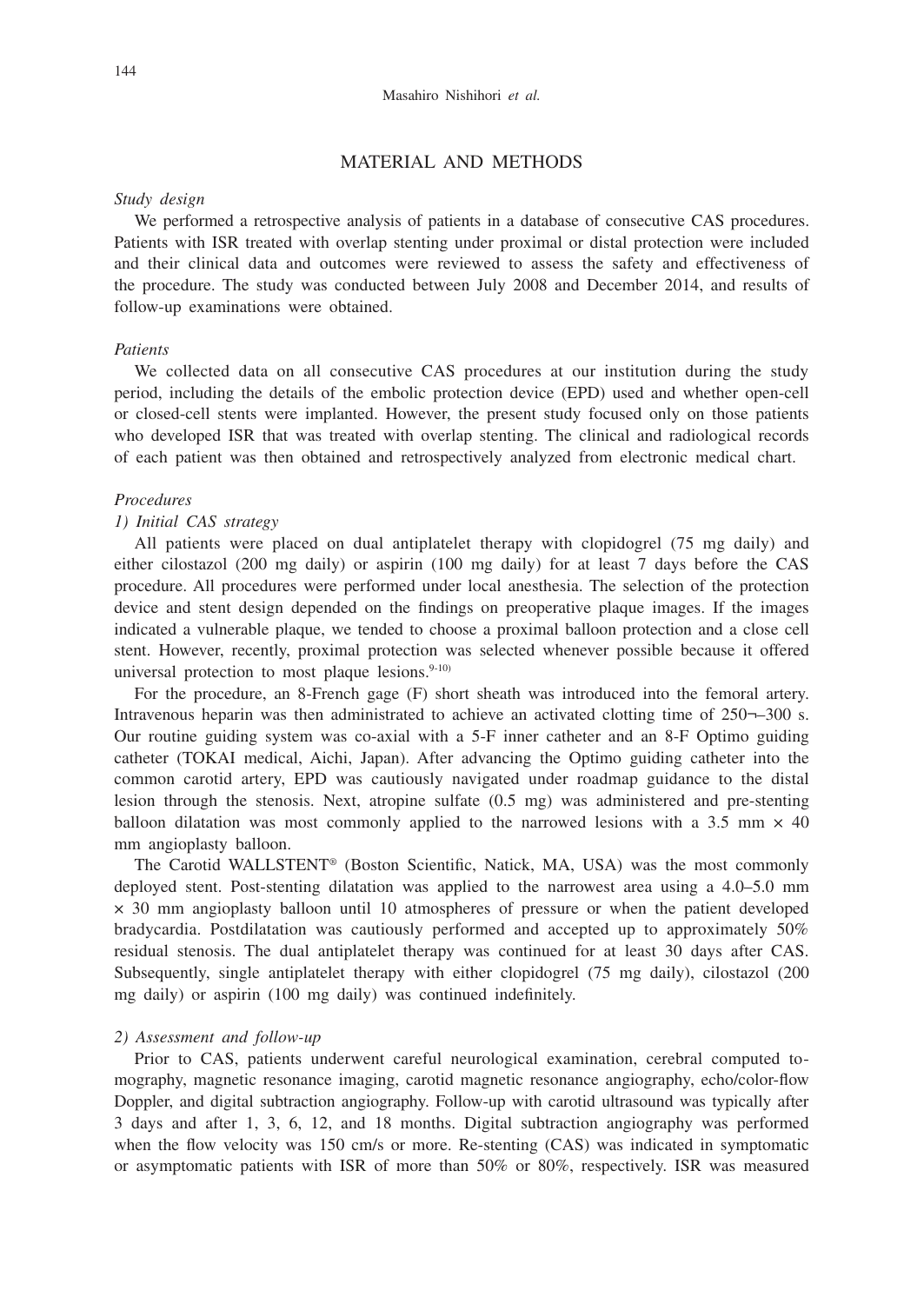## MATERIAL AND METHODS

*Study design*

We performed a retrospective analysis of patients in a database of consecutive CAS procedures. Patients with ISR treated with overlap stenting under proximal or distal protection were included and their clinical data and outcomes were reviewed to assess the safety and effectiveness of the procedure. The study was conducted between July 2008 and December 2014, and results of follow-up examinations were obtained.

*Patients*

We collected data on all consecutive CAS procedures at our institution during the study period, including the details of the embolic protection device (EPD) used and whether open-cell or closed-cell stents were implanted. However, the present study focused only on those patients who developed ISR that was treated with overlap stenting. The clinical and radiological records of each patient was then obtained and retrospectively analyzed from electronic medical chart.

*Procedures*

*1) Initial CAS strategy*

All patients were placed on dual antiplatelet therapy with clopidogrel (75 mg daily) and either cilostazol (200 mg daily) or aspirin (100 mg daily) for at least 7 days before the CAS procedure. All procedures were performed under local anesthesia. The selection of the protection device and stent design depended on the findings on preoperative plaque images. If the images indicated a vulnerable plaque, we tended to choose a proximal balloon protection and a close cell stent. However, recently, proximal protection was selected whenever possible because it offered universal protection to most plaque lesions.[9-10)]

For the procedure, an 8-French gage (F) short sheath was introduced into the femoral artery. Intravenous heparin was then administrated to achieve an activated clotting time of 250¬–300 s. Our routine guiding system was co-axial with a 5-F inner catheter and an 8-F Optimo guiding catheter (TOKAI medical, Aichi, Japan). After advancing the Optimo guiding catheter into the common carotid artery, EPD was cautiously navigated under roadmap guidance to the distal lesion through the stenosis. Next, atropine sulfate (0.5 mg) was administered and pre-stenting balloon dilatation was most commonly applied to the narrowed lesions with a 3.5 mm × 40 mm angioplasty balloon.

The Carotid WALLSTENT® (Boston Scientific, Natick, MA, USA) was the most commonly deployed stent. Post-stenting dilatation was applied to the narrowest area using a 4.0–5.0 mm × 30 mm angioplasty balloon until 10 atmospheres of pressure or when the patient developed bradycardia. Postdilatation was cautiously performed and accepted up to approximately 50% residual stenosis. The dual antiplatelet therapy was continued for at least 30 days after CAS. Subsequently, single antiplatelet therapy with either clopidogrel (75 mg daily), cilostazol (200 mg daily) or aspirin (100 mg daily) was continued indefinitely.

*2) Assessment and follow-up*

Prior to CAS, patients underwent careful neurological examination, cerebral computed tomography, magnetic resonance imaging, carotid magnetic resonance angiography, echo/color-flow Doppler, and digital subtraction angiography. Follow-up with carotid ultrasound was typically after 3 days and after 1, 3, 6, 12, and 18 months. Digital subtraction angiography was performed when the flow velocity was 150 cm/s or more. Re-stenting (CAS) was indicated in symptomatic or asymptomatic patients with ISR of more than 50% or 80%, respectively. ISR was measured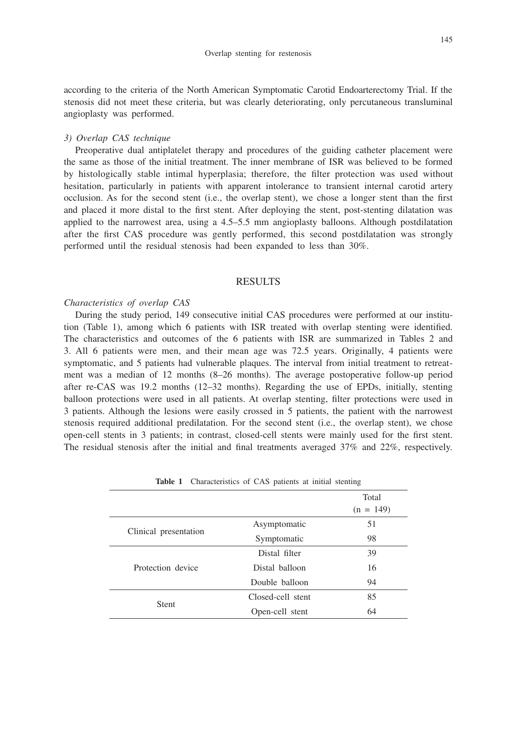according to the criteria of the North American Symptomatic Carotid Endoarterectomy Trial. If the stenosis did not meet these criteria, but was clearly deteriorating, only percutaneous transluminal angioplasty was performed.

*3) Overlap CAS technique*

Preoperative dual antiplatelet therapy and procedures of the guiding catheter placement were the same as those of the initial treatment. The inner membrane of ISR was believed to be formed by histologically stable intimal hyperplasia; therefore, the filter protection was used without hesitation, particularly in patients with apparent intolerance to transient internal carotid artery occlusion. As for the second stent (i.e., the overlap stent), we chose a longer stent than the first and placed it more distal to the first stent. After deploying the stent, post-stenting dilatation was applied to the narrowest area, using a 4.5–5.5 mm angioplasty balloons. Although postdilatation after the first CAS procedure was gently performed, this second postdilatation was strongly performed until the residual stenosis had been expanded to less than 30%.

## RESULTS

*Characteristics of overlap CAS*

During the study period, 149 consecutive initial CAS procedures were performed at our institution (Table 1), among which 6 patients with ISR treated with overlap stenting were identified. The characteristics and outcomes of the 6 patients with ISR are summarized in Tables 2 and 3. All 6 patients were men, and their mean age was 72.5 years. Originally, 4 patients were symptomatic, and 5 patients had vulnerable plaques. The interval from initial treatment to retreatment was a median of 12 months (8–26 months). The average postoperative follow-up period after re-CAS was 19.2 months (12–32 months). Regarding the use of EPDs, initially, stenting balloon protections were used in all patients. At overlap stenting, filter protections were used in 3 patients. Although the lesions were easily crossed in 5 patients, the patient with the narrowest stenosis required additional predilatation. For the second stent (i.e., the overlap stent), we chose open-cell stents in 3 patients; in contrast, closed-cell stents were mainly used for the first stent. The residual stenosis after the initial and final treatments averaged 37% and 22%, respectively.

**Table 1** Characteristics of CAS patients at initial stenting

| | | Total (n = 149) |
|---|---|---|
| Clinical presentation | Asymptomatic | 51 |
| | Symptomatic | 98 |
| Protection device | Distal filter | 39 |
| | Distal balloon | 16 |
| | Double balloon | 94 |
| Stent | Closed-cell stent | 85 |
| | Open-cell stent | 64 |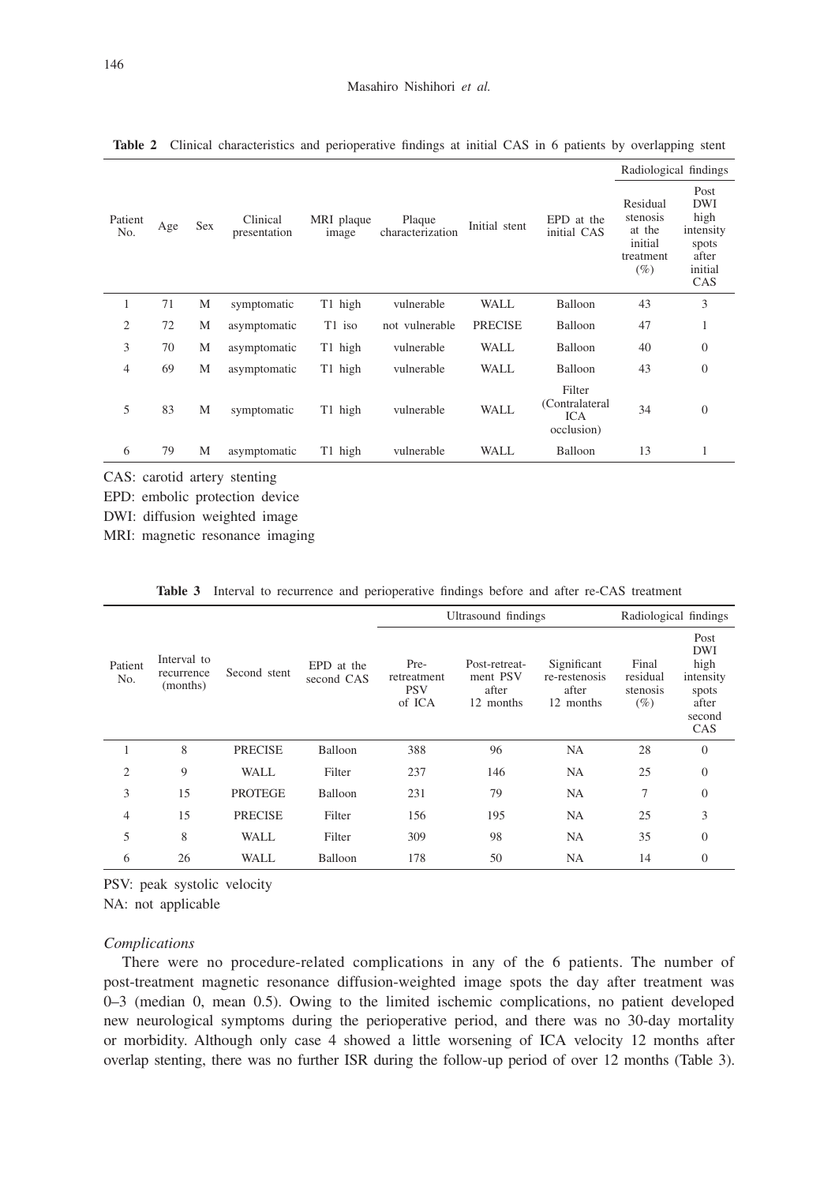**Table 2** Clinical characteristics and perioperative findings at initial CAS in 6 patients by overlapping stent

| Patient No. | Age | Sex | Clinical presentation | MRI plaque image | Plaque characterization | Initial stent | EPD at the initial CAS | Radiological findings | |
|---|---|---|---|---|---|---|---|---|---|
| | | | | | | | | Residual stenosis at the initial treatment (%) | Post DWI high intensity spots after initial CAS |
| 1 | 71 | M | symptomatic | T1 high | vulnerable | WALL | Balloon | 43 | 3 |
| 2 | 72 | M | asymptomatic | T1 iso | not vulnerable | PRECISE | Balloon | 47 | 1 |
| 3 | 70 | M | asymptomatic | T1 high | vulnerable | WALL | Balloon | 40 | 0 |
| 4 | 69 | M | asymptomatic | T1 high | vulnerable | WALL | Balloon | 43 | 0 |
| 5 | 83 | M | symptomatic | T1 high | vulnerable | WALL | Filter (Contralateral ICA occlusion) | 34 | 0 |
| 6 | 79 | M | asymptomatic | T1 high | vulnerable | WALL | Balloon | 13 | 1 |

CAS: carotid artery stenting
EPD: embolic protection device
DWI: diffusion weighted image
MRI: magnetic resonance imaging

**Table 3** Interval to recurrence and perioperative findings before and after re-CAS treatment

| Patient No. | Interval to recurrence (months) | Second stent | EPD at the second CAS | Ultrasound findings | | | Radiological findings | |
|---|---|---|---|---|---|---|---|---|
| | | | | Pre-retreatment PSV of ICA | Post-retreatment PSV after 12 months | Significant re-restenosis after 12 months | Final residual stenosis (%) | Post DWI high intensity spots after second CAS |
| 1 | 8 | PRECISE | Balloon | 388 | 96 | NA | 28 | 0 |
| 2 | 9 | WALL | Filter | 237 | 146 | NA | 25 | 0 |
| 3 | 15 | PROTEGE | Balloon | 231 | 79 | NA | 7 | 0 |
| 4 | 15 | PRECISE | Filter | 156 | 195 | NA | 25 | 3 |
| 5 | 8 | WALL | Filter | 309 | 98 | NA | 35 | 0 |
| 6 | 26 | WALL | Balloon | 178 | 50 | NA | 14 | 0 |

PSV: peak systolic velocity
NA: not applicable

*Complications*

There were no procedure-related complications in any of the 6 patients. The number of post-treatment magnetic resonance diffusion-weighted image spots the day after treatment was 0–3 (median 0, mean 0.5). Owing to the limited ischemic complications, no patient developed new neurological symptoms during the perioperative period, and there was no 30-day mortality or morbidity. Although only case 4 showed a little worsening of ICA velocity 12 months after overlap stenting, there was no further ISR during the follow-up period of over 12 months (Table 3).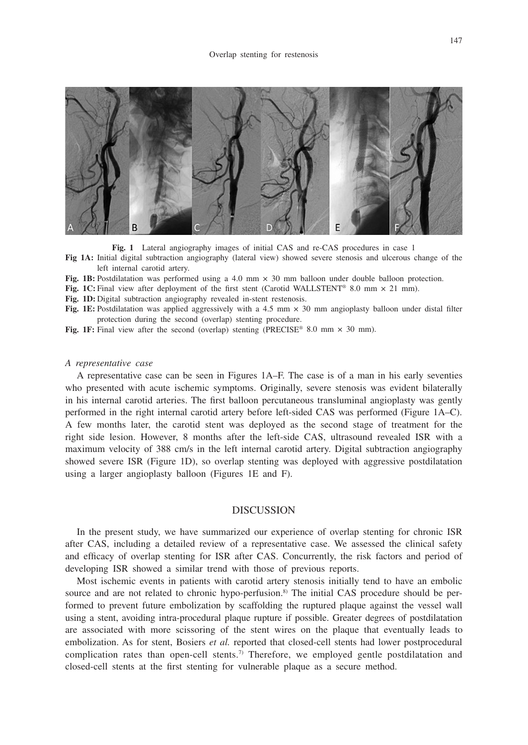**Fig. 1** Lateral angiography images of initial CAS and re-CAS procedures in case 1

**Fig 1A:** Initial digital subtraction angiography (lateral view) showed severe stenosis and ulcerous change of the left internal carotid artery.

**Fig. 1B:** Postdilatation was performed using a 4.0 mm × 30 mm balloon under double balloon protection.

**Fig. 1C:** Final view after deployment of the first stent (Carotid WALLSTENT® 8.0 mm × 21 mm).

**Fig. 1D:** Digital subtraction angiography revealed in-stent restenosis.

**Fig. 1E:** Postdilatation was applied aggressively with a 4.5 mm × 30 mm angioplasty balloon under distal filter protection during the second (overlap) stenting procedure.

**Fig. 1F:** Final view after the second (overlap) stenting (PRECISE® 8.0 mm × 30 mm).

*A representative case*

A representative case can be seen in Figures 1A–F. The case is of a man in his early seventies who presented with acute ischemic symptoms. Originally, severe stenosis was evident bilaterally in his internal carotid arteries. The first balloon percutaneous transluminal angioplasty was gently performed in the right internal carotid artery before left-sided CAS was performed (Figure 1A–C). A few months later, the carotid stent was deployed as the second stage of treatment for the right side lesion. However, 8 months after the left-side CAS, ultrasound revealed ISR with a maximum velocity of 388 cm/s in the left internal carotid artery. Digital subtraction angiography showed severe ISR (Figure 1D), so overlap stenting was deployed with aggressive postdilatation using a larger angioplasty balloon (Figures 1E and F).

## DISCUSSION

In the present study, we have summarized our experience of overlap stenting for chronic ISR after CAS, including a detailed review of a representative case. We assessed the clinical safety and efficacy of overlap stenting for ISR after CAS. Concurrently, the risk factors and period of developing ISR showed a similar trend with those of previous reports.

Most ischemic events in patients with carotid artery stenosis initially tend to have an embolic source and are not related to chronic hypo-perfusion.[8] The initial CAS procedure should be performed to prevent future embolization by scaffolding the ruptured plaque against the vessel wall using a stent, avoiding intra-procedural plaque rupture if possible. Greater degrees of postdilatation are associated with more scissoring of the stent wires on the plaque that eventually leads to embolization. As for stent, Bosiers *et al.* reported that closed-cell stents had lower postprocedural complication rates than open-cell stents.[7] Therefore, we employed gentle postdilatation and closed-cell stents at the first stenting for vulnerable plaque as a secure method.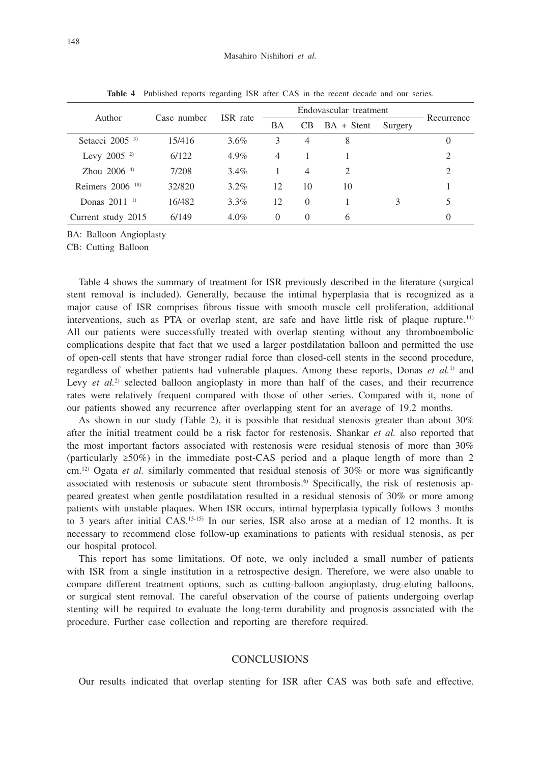**Table 4** Published reports regarding ISR after CAS in the recent decade and our series.

| Author | Case number | ISR rate | Endovascular treatment | | | | Recurrence |
|---|---|---|---|---|---|---|---|
| | | | BA | CB | BA + Stent | Surgery | |
| Setacci 2005 [3] | 15/416 | 3.6% | 3 | 4 | 8 | | 0 |
| Levy 2005 [2] | 6/122 | 4.9% | 4 | 1 | 1 | | 2 |
| Zhou 2006 [4] | 7/208 | 3.4% | 1 | 4 | 2 | | 2 |
| Reimers 2006 [18] | 32/820 | 3.2% | 12 | 10 | 10 | | 1 |
| Donas 2011 [1] | 16/482 | 3.3% | 12 | 0 | 1 | 3 | 5 |
| Current study 2015 | 6/149 | 4.0% | 0 | 0 | 6 | | 0 |

BA: Balloon Angioplasty

CB: Cutting Balloon

Table 4 shows the summary of treatment for ISR previously described in the literature (surgical stent removal is included). Generally, because the intimal hyperplasia that is recognized as a major cause of ISR comprises fibrous tissue with smooth muscle cell proliferation, additional interventions, such as PTA or overlap stent, are safe and have little risk of plaque rupture.[11] All our patients were successfully treated with overlap stenting without any thromboembolic complications despite that fact that we used a larger postdilatation balloon and permitted the use of open-cell stents that have stronger radial force than closed-cell stents in the second procedure, regardless of whether patients had vulnerable plaques. Among these reports, Donas *et al.*[1] and Levy *et al.*[2] selected balloon angioplasty in more than half of the cases, and their recurrence rates were relatively frequent compared with those of other series. Compared with it, none of our patients showed any recurrence after overlapping stent for an average of 19.2 months.

As shown in our study (Table 2), it is possible that residual stenosis greater than about 30% after the initial treatment could be a risk factor for restenosis. Shankar *et al.* also reported that the most important factors associated with restenosis were residual stenosis of more than 30% (particularly ≥50%) in the immediate post-CAS period and a plaque length of more than 2 cm.[12] Ogata *et al.* similarly commented that residual stenosis of 30% or more was significantly associated with restenosis or subacute stent thrombosis.[6] Specifically, the risk of restenosis appeared greatest when gentle postdilatation resulted in a residual stenosis of 30% or more among patients with unstable plaques. When ISR occurs, intimal hyperplasia typically follows 3 months to 3 years after initial CAS.[13-15] In our series, ISR also arose at a median of 12 months. It is necessary to recommend close follow-up examinations to patients with residual stenosis, as per our hospital protocol.

This report has some limitations. Of note, we only included a small number of patients with ISR from a single institution in a retrospective design. Therefore, we were also unable to compare different treatment options, such as cutting-balloon angioplasty, drug-eluting balloons, or surgical stent removal. The careful observation of the course of patients undergoing overlap stenting will be required to evaluate the long-term durability and prognosis associated with the procedure. Further case collection and reporting are therefore required.

## CONCLUSIONS

Our results indicated that overlap stenting for ISR after CAS was both safe and effective.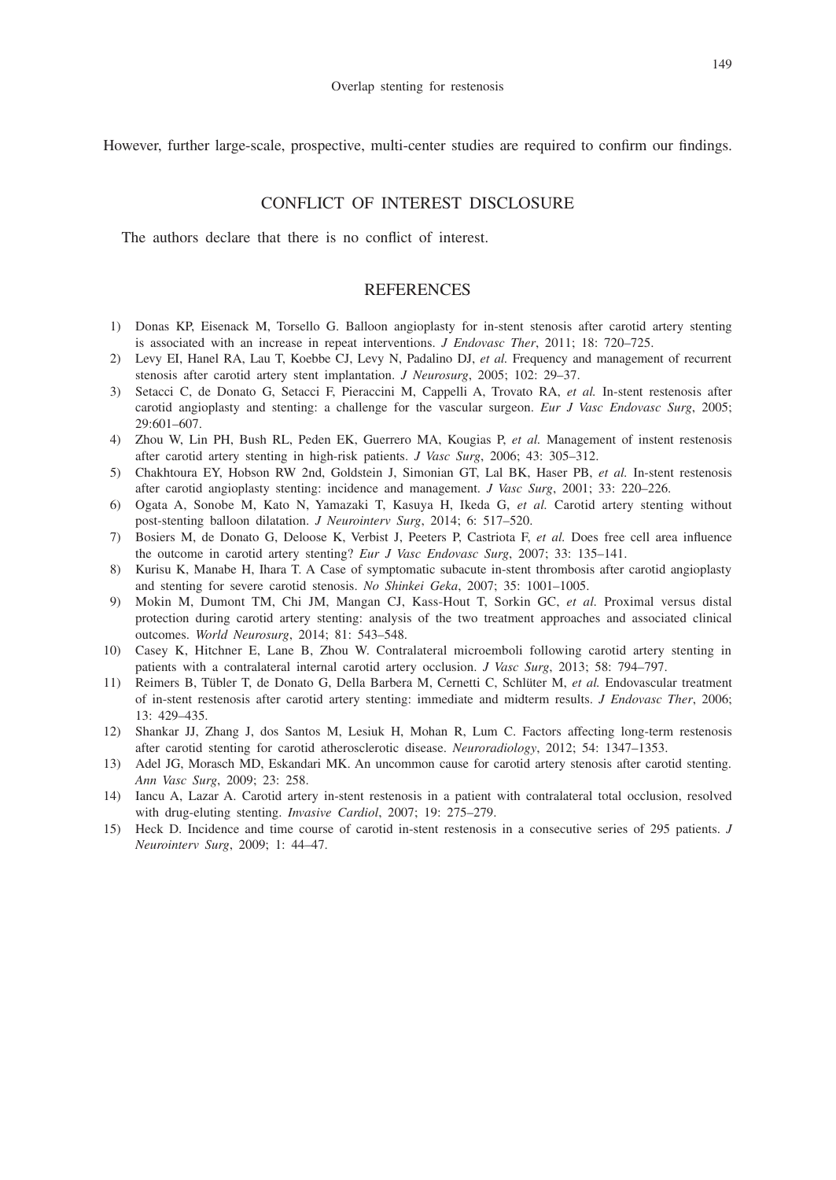However, further large-scale, prospective, multi-center studies are required to confirm our findings.

## CONFLICT OF INTEREST DISCLOSURE

The authors declare that there is no conflict of interest.

## REFERENCES

1) Donas KP, Eisenack M, Torsello G. Balloon angioplasty for in-stent stenosis after carotid artery stenting is associated with an increase in repeat interventions. *J Endovasc Ther*, 2011; 18: 720–725.
2) Levy EI, Hanel RA, Lau T, Koebbe CJ, Levy N, Padalino DJ, *et al.* Frequency and management of recurrent stenosis after carotid artery stent implantation. *J Neurosurg*, 2005; 102: 29–37.
3) Setacci C, de Donato G, Setacci F, Pieraccini M, Cappelli A, Trovato RA, *et al.* In-stent restenosis after carotid angioplasty and stenting: a challenge for the vascular surgeon. *Eur J Vasc Endovasc Surg*, 2005; 29:601–607.
4) Zhou W, Lin PH, Bush RL, Peden EK, Guerrero MA, Kougias P, *et al.* Management of instent restenosis after carotid artery stenting in high-risk patients. *J Vasc Surg*, 2006; 43: 305–312.
5) Chakhtoura EY, Hobson RW 2nd, Goldstein J, Simonian GT, Lal BK, Haser PB, *et al.* In-stent restenosis after carotid angioplasty stenting: incidence and management. *J Vasc Surg*, 2001; 33: 220–226.
6) Ogata A, Sonobe M, Kato N, Yamazaki T, Kasuya H, Ikeda G, *et al.* Carotid artery stenting without post-stenting balloon dilatation. *J Neurointerv Surg*, 2014; 6: 517–520.
7) Bosiers M, de Donato G, Deloose K, Verbist J, Peeters P, Castriota F, *et al.* Does free cell area influence the outcome in carotid artery stenting? *Eur J Vasc Endovasc Surg*, 2007; 33: 135–141.
8) Kurisu K, Manabe H, Ihara T. A Case of symptomatic subacute in-stent thrombosis after carotid angioplasty and stenting for severe carotid stenosis. *No Shinkei Geka*, 2007; 35: 1001–1005.
9) Mokin M, Dumont TM, Chi JM, Mangan CJ, Kass-Hout T, Sorkin GC, *et al.* Proximal versus distal protection during carotid artery stenting: analysis of the two treatment approaches and associated clinical outcomes. *World Neurosurg*, 2014; 81: 543–548.
10) Casey K, Hitchner E, Lane B, Zhou W. Contralateral microemboli following carotid artery stenting in patients with a contralateral internal carotid artery occlusion. *J Vasc Surg*, 2013; 58: 794–797.
11) Reimers B, Tübler T, de Donato G, Della Barbera M, Cernetti C, Schlüter M, *et al.* Endovascular treatment of in-stent restenosis after carotid artery stenting: immediate and midterm results. *J Endovasc Ther*, 2006; 13: 429–435.
12) Shankar JJ, Zhang J, dos Santos M, Lesiuk H, Mohan R, Lum C. Factors affecting long-term restenosis after carotid stenting for carotid atherosclerotic disease. *Neuroradiology*, 2012; 54: 1347–1353.
13) Adel JG, Morasch MD, Eskandari MK. An uncommon cause for carotid artery stenosis after carotid stenting. *Ann Vasc Surg*, 2009; 23: 258.
14) Iancu A, Lazar A. Carotid artery in-stent restenosis in a patient with contralateral total occlusion, resolved with drug-eluting stenting. *Invasive Cardiol*, 2007; 19: 275–279.
15) Heck D. Incidence and time course of carotid in-stent restenosis in a consecutive series of 295 patients. *J Neurointerv Surg*, 2009; 1: 44–47.